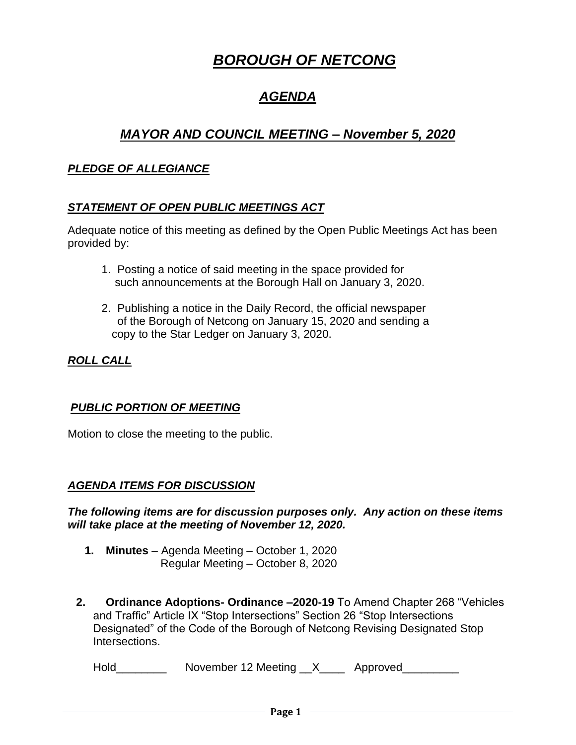# ***BOROUGH OF NETCONG***

## ***AGENDA***

## ***MAYOR AND COUNCIL MEETING – November 5, 2020***

### ***PLEDGE OF ALLEGIANCE***

### ***STATEMENT OF OPEN PUBLIC MEETINGS ACT***

Adequate notice of this meeting as defined by the Open Public Meetings Act has been provided by:

1. Posting a notice of said meeting in the space provided for such announcements at the Borough Hall on January 3, 2020.

2. Publishing a notice in the Daily Record, the official newspaper of the Borough of Netcong on January 15, 2020 and sending a copy to the Star Ledger on January 3, 2020.

### ***ROLL CALL***

### ***PUBLIC PORTION OF MEETING***

Motion to close the meeting to the public.

### ***AGENDA ITEMS FOR DISCUSSION***

***The following items are for discussion purposes only. Any action on these items will take place at the meeting of November 12, 2020.***

1. **Minutes** – Agenda Meeting – October 1, 2020
   Regular Meeting – October 8, 2020

2. **Ordinance Adoptions- Ordinance –2020-19** To Amend Chapter 268 "Vehicles and Traffic" Article IX "Stop Intersections" Section 26 "Stop Intersections Designated" of the Code of the Borough of Netcong Revising Designated Stop Intersections.

   Hold________ November 12 Meeting __X____ Approved_________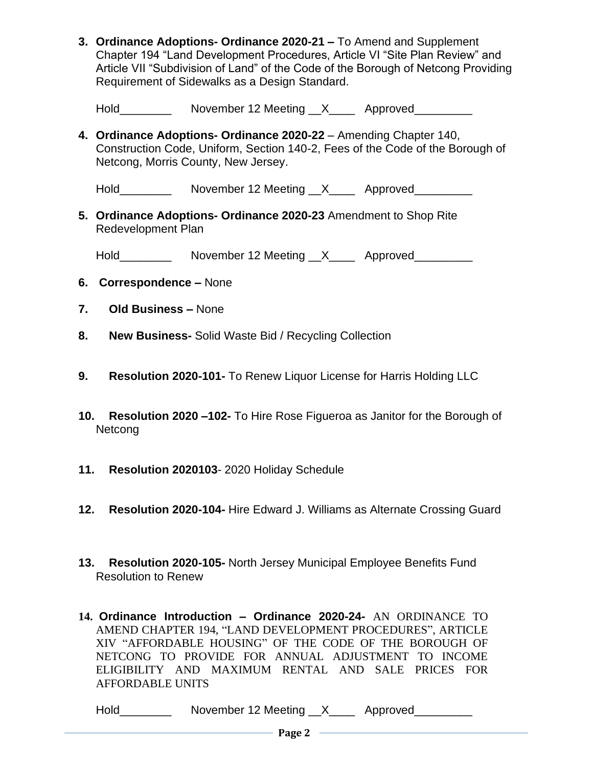3. **Ordinance Adoptions- Ordinance 2020-21 –** To Amend and Supplement Chapter 194 "Land Development Procedures, Article VI "Site Plan Review" and Article VII "Subdivision of Land" of the Code of the Borough of Netcong Providing Requirement of Sidewalks as a Design Standard.

   Hold________ November 12 Meeting __X____ Approved_________

4. **Ordinance Adoptions- Ordinance 2020-22** – Amending Chapter 140, Construction Code, Uniform, Section 140-2, Fees of the Code of the Borough of Netcong, Morris County, New Jersey.

   Hold________ November 12 Meeting __X____ Approved_________

5. **Ordinance Adoptions- Ordinance 2020-23** Amendment to Shop Rite Redevelopment Plan

   Hold________ November 12 Meeting __X____ Approved_________

6. **Correspondence –** None

7. **Old Business –** None

8. **New Business-** Solid Waste Bid / Recycling Collection

9. **Resolution 2020-101-** To Renew Liquor License for Harris Holding LLC

10. **Resolution 2020 –102-** To Hire Rose Figueroa as Janitor for the Borough of Netcong

11. **Resolution 2020103**- 2020 Holiday Schedule

12. **Resolution 2020-104-** Hire Edward J. Williams as Alternate Crossing Guard

13. **Resolution 2020-105-** North Jersey Municipal Employee Benefits Fund Resolution to Renew

14. **Ordinance Introduction – Ordinance 2020-24-** AN ORDINANCE TO AMEND CHAPTER 194, "LAND DEVELOPMENT PROCEDURES", ARTICLE XIV "AFFORDABLE HOUSING" OF THE CODE OF THE BOROUGH OF NETCONG TO PROVIDE FOR ANNUAL ADJUSTMENT TO INCOME ELIGIBILITY AND MAXIMUM RENTAL AND SALE PRICES FOR AFFORDABLE UNITS

    Hold________ November 12 Meeting __X____ Approved_________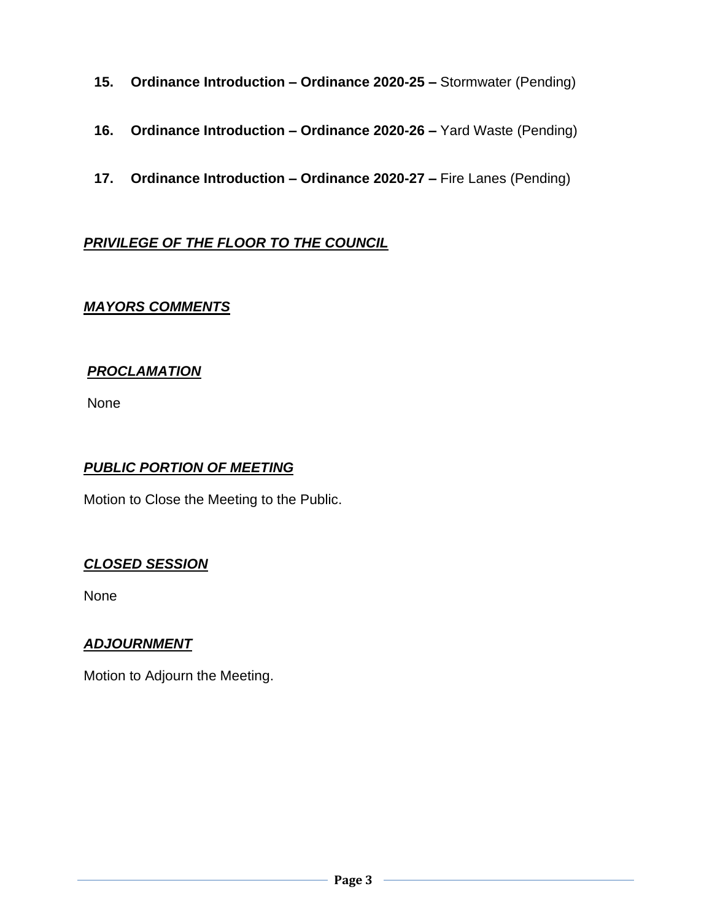15. **Ordinance Introduction – Ordinance 2020-25 –** Stormwater (Pending)

16. **Ordinance Introduction – Ordinance 2020-26 –** Yard Waste (Pending)

17. **Ordinance Introduction – Ordinance 2020-27 –** Fire Lanes (Pending)

***PRIVILEGE OF THE FLOOR TO THE COUNCIL***

***MAYORS COMMENTS***

***PROCLAMATION***

None

***PUBLIC PORTION OF MEETING***

Motion to Close the Meeting to the Public.

***CLOSED SESSION***

None

***ADJOURNMENT***

Motion to Adjourn the Meeting.